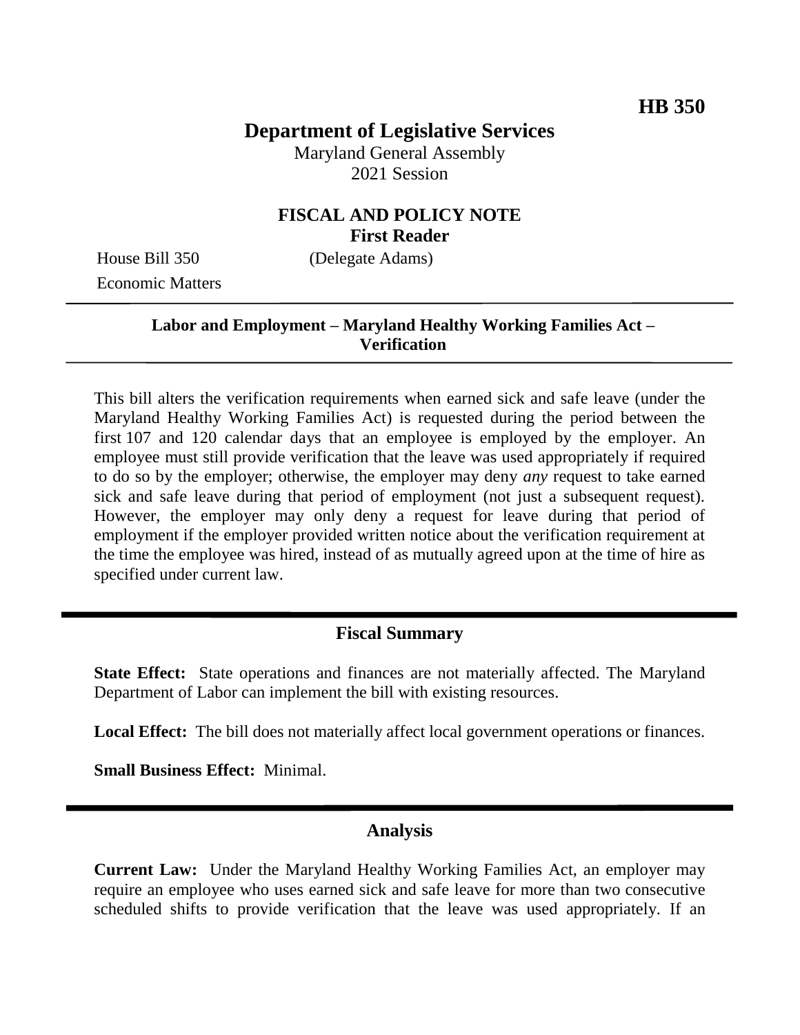# HB 350

## Department of Legislative Services

Maryland General Assembly
2021 Session

### FISCAL AND POLICY NOTE
### First Reader

House Bill 350 (Delegate Adams)
Economic Matters

**Labor and Employment – Maryland Healthy Working Families Act – Verification**

This bill alters the verification requirements when earned sick and safe leave (under the Maryland Healthy Working Families Act) is requested during the period between the first 107 and 120 calendar days that an employee is employed by the employer. An employee must still provide verification that the leave was used appropriately if required to do so by the employer; otherwise, the employer may deny *any* request to take earned sick and safe leave during that period of employment (not just a subsequent request). However, the employer may only deny a request for leave during that period of employment if the employer provided written notice about the verification requirement at the time the employee was hired, instead of as mutually agreed upon at the time of hire as specified under current law.

## Fiscal Summary

**State Effect:** State operations and finances are not materially affected. The Maryland Department of Labor can implement the bill with existing resources.

**Local Effect:** The bill does not materially affect local government operations or finances.

**Small Business Effect:** Minimal.

## Analysis

**Current Law:** Under the Maryland Healthy Working Families Act, an employer may require an employee who uses earned sick and safe leave for more than two consecutive scheduled shifts to provide verification that the leave was used appropriately. If an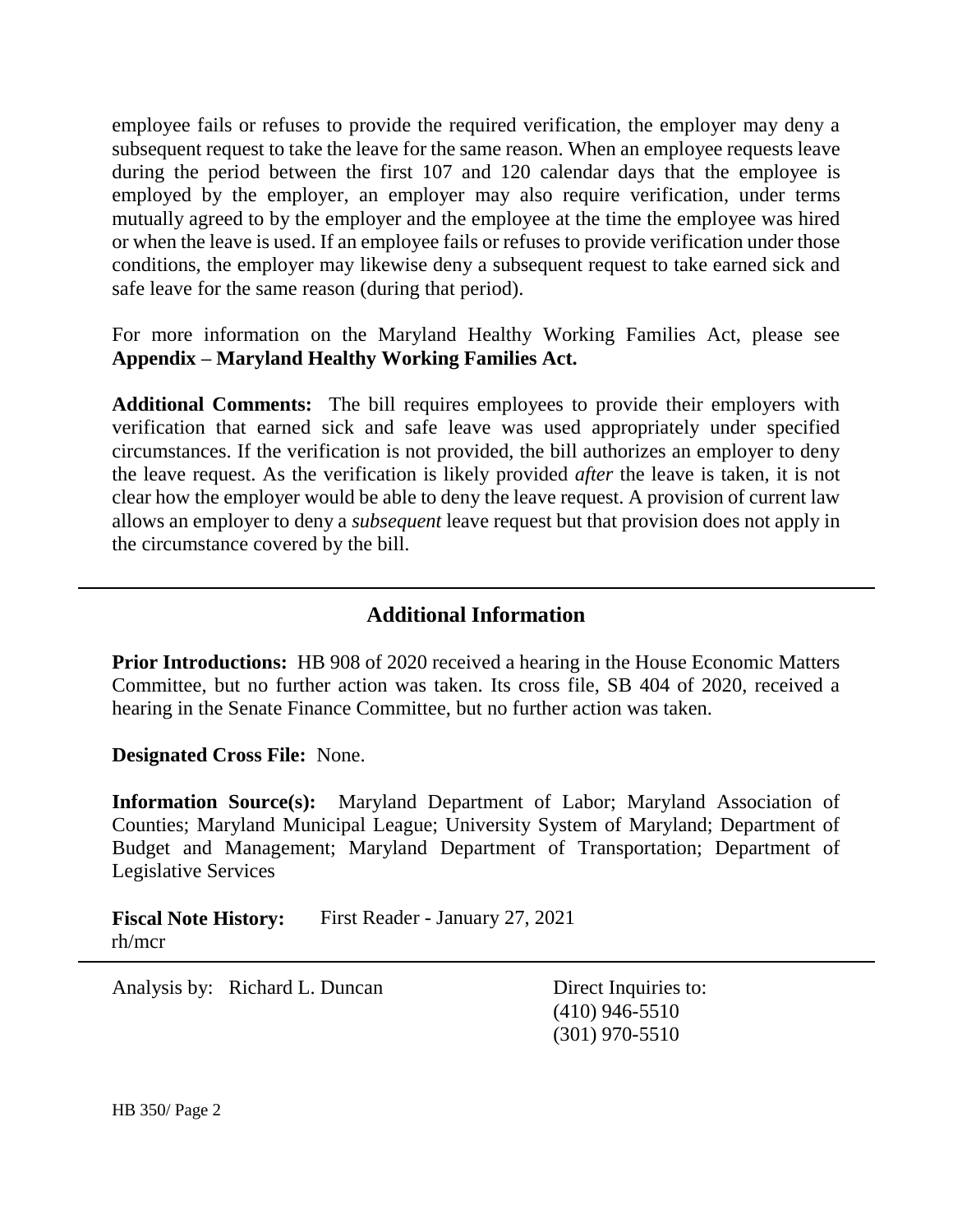employee fails or refuses to provide the required verification, the employer may deny a subsequent request to take the leave for the same reason. When an employee requests leave during the period between the first 107 and 120 calendar days that the employee is employed by the employer, an employer may also require verification, under terms mutually agreed to by the employer and the employee at the time the employee was hired or when the leave is used. If an employee fails or refuses to provide verification under those conditions, the employer may likewise deny a subsequent request to take earned sick and safe leave for the same reason (during that period).

For more information on the Maryland Healthy Working Families Act, please see **Appendix – Maryland Healthy Working Families Act.**

**Additional Comments:** The bill requires employees to provide their employers with verification that earned sick and safe leave was used appropriately under specified circumstances. If the verification is not provided, the bill authorizes an employer to deny the leave request. As the verification is likely provided *after* the leave is taken, it is not clear how the employer would be able to deny the leave request. A provision of current law allows an employer to deny a *subsequent* leave request but that provision does not apply in the circumstance covered by the bill.

---

## Additional Information

**Prior Introductions:** HB 908 of 2020 received a hearing in the House Economic Matters Committee, but no further action was taken. Its cross file, SB 404 of 2020, received a hearing in the Senate Finance Committee, but no further action was taken.

**Designated Cross File:** None.

**Information Source(s):** Maryland Department of Labor; Maryland Association of Counties; Maryland Municipal League; University System of Maryland; Department of Budget and Management; Maryland Department of Transportation; Department of Legislative Services

**Fiscal Note History:** First Reader - January 27, 2021
rh/mcr

---

Analysis by: Richard L. Duncan

Direct Inquiries to:
(410) 946-5510
(301) 970-5510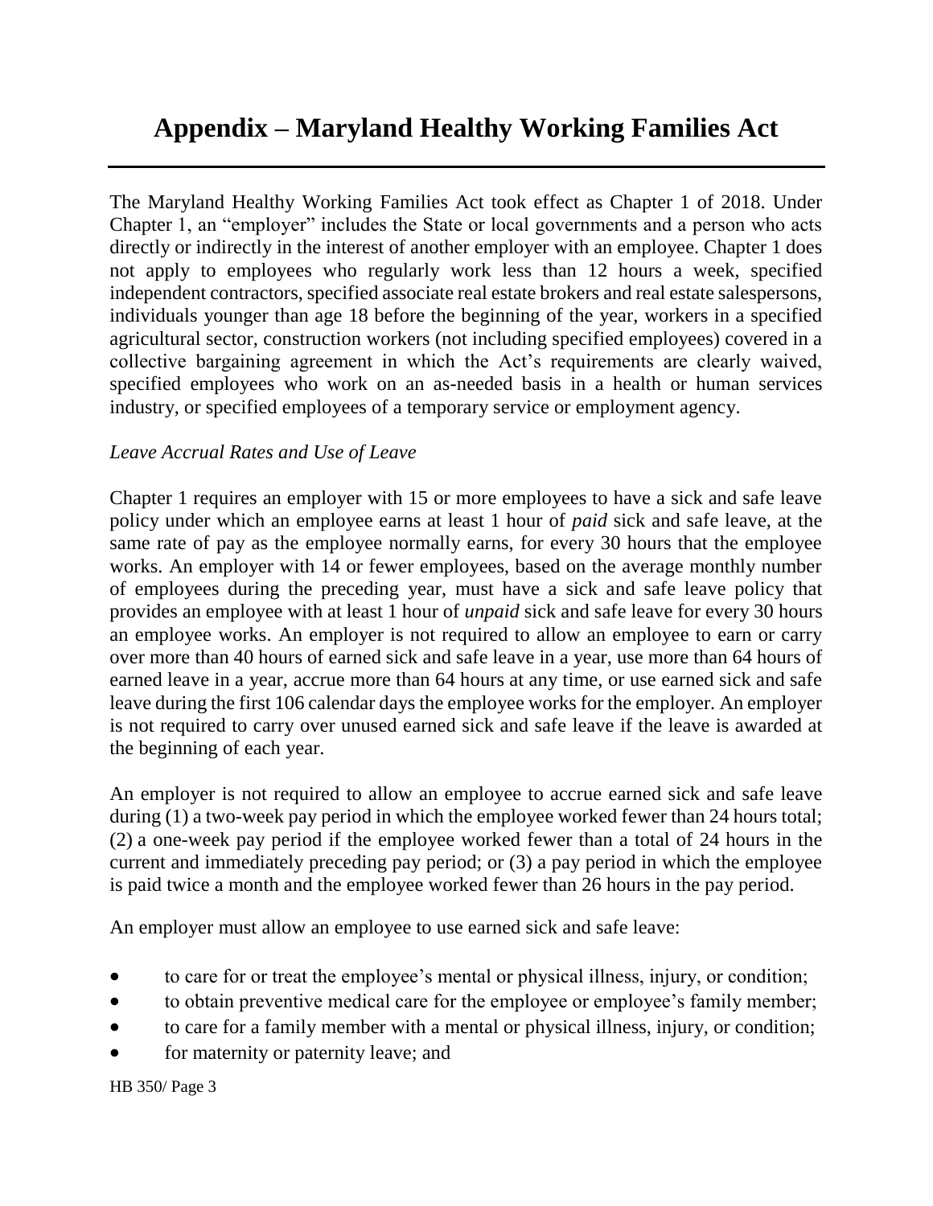# Appendix – Maryland Healthy Working Families Act

The Maryland Healthy Working Families Act took effect as Chapter 1 of 2018. Under Chapter 1, an "employer" includes the State or local governments and a person who acts directly or indirectly in the interest of another employer with an employee. Chapter 1 does not apply to employees who regularly work less than 12 hours a week, specified independent contractors, specified associate real estate brokers and real estate salespersons, individuals younger than age 18 before the beginning of the year, workers in a specified agricultural sector, construction workers (not including specified employees) covered in a collective bargaining agreement in which the Act's requirements are clearly waived, specified employees who work on an as-needed basis in a health or human services industry, or specified employees of a temporary service or employment agency.

*Leave Accrual Rates and Use of Leave*

Chapter 1 requires an employer with 15 or more employees to have a sick and safe leave policy under which an employee earns at least 1 hour of *paid* sick and safe leave, at the same rate of pay as the employee normally earns, for every 30 hours that the employee works. An employer with 14 or fewer employees, based on the average monthly number of employees during the preceding year, must have a sick and safe leave policy that provides an employee with at least 1 hour of *unpaid* sick and safe leave for every 30 hours an employee works. An employer is not required to allow an employee to earn or carry over more than 40 hours of earned sick and safe leave in a year, use more than 64 hours of earned leave in a year, accrue more than 64 hours at any time, or use earned sick and safe leave during the first 106 calendar days the employee works for the employer. An employer is not required to carry over unused earned sick and safe leave if the leave is awarded at the beginning of each year.

An employer is not required to allow an employee to accrue earned sick and safe leave during (1) a two-week pay period in which the employee worked fewer than 24 hours total; (2) a one-week pay period if the employee worked fewer than a total of 24 hours in the current and immediately preceding pay period; or (3) a pay period in which the employee is paid twice a month and the employee worked fewer than 26 hours in the pay period.

An employer must allow an employee to use earned sick and safe leave:

- to care for or treat the employee's mental or physical illness, injury, or condition;
- to obtain preventive medical care for the employee or employee's family member;
- to care for a family member with a mental or physical illness, injury, or condition;
- for maternity or paternity leave; and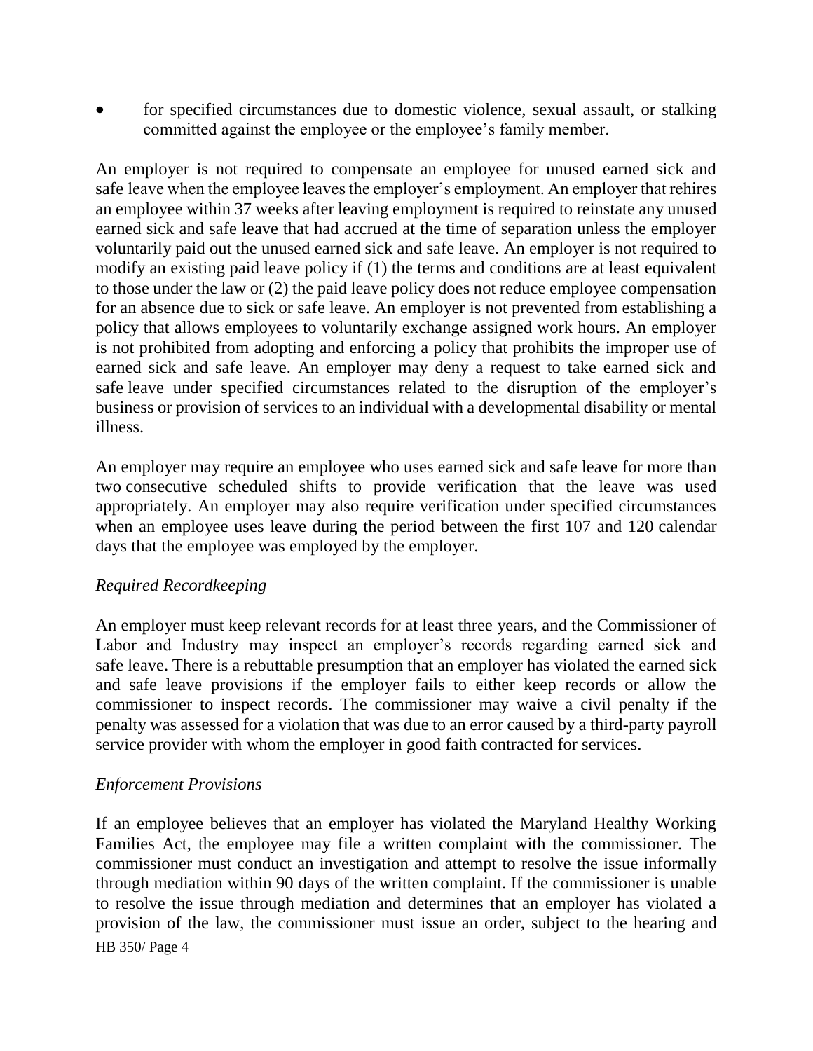- for specified circumstances due to domestic violence, sexual assault, or stalking committed against the employee or the employee's family member.

An employer is not required to compensate an employee for unused earned sick and safe leave when the employee leaves the employer's employment. An employer that rehires an employee within 37 weeks after leaving employment is required to reinstate any unused earned sick and safe leave that had accrued at the time of separation unless the employer voluntarily paid out the unused earned sick and safe leave. An employer is not required to modify an existing paid leave policy if (1) the terms and conditions are at least equivalent to those under the law or (2) the paid leave policy does not reduce employee compensation for an absence due to sick or safe leave. An employer is not prevented from establishing a policy that allows employees to voluntarily exchange assigned work hours. An employer is not prohibited from adopting and enforcing a policy that prohibits the improper use of earned sick and safe leave. An employer may deny a request to take earned sick and safe leave under specified circumstances related to the disruption of the employer's business or provision of services to an individual with a developmental disability or mental illness.

An employer may require an employee who uses earned sick and safe leave for more than two consecutive scheduled shifts to provide verification that the leave was used appropriately. An employer may also require verification under specified circumstances when an employee uses leave during the period between the first 107 and 120 calendar days that the employee was employed by the employer.

*Required Recordkeeping*

An employer must keep relevant records for at least three years, and the Commissioner of Labor and Industry may inspect an employer's records regarding earned sick and safe leave. There is a rebuttable presumption that an employer has violated the earned sick and safe leave provisions if the employer fails to either keep records or allow the commissioner to inspect records. The commissioner may waive a civil penalty if the penalty was assessed for a violation that was due to an error caused by a third-party payroll service provider with whom the employer in good faith contracted for services.

*Enforcement Provisions*

If an employee believes that an employer has violated the Maryland Healthy Working Families Act, the employee may file a written complaint with the commissioner. The commissioner must conduct an investigation and attempt to resolve the issue informally through mediation within 90 days of the written complaint. If the commissioner is unable to resolve the issue through mediation and determines that an employer has violated a provision of the law, the commissioner must issue an order, subject to the hearing and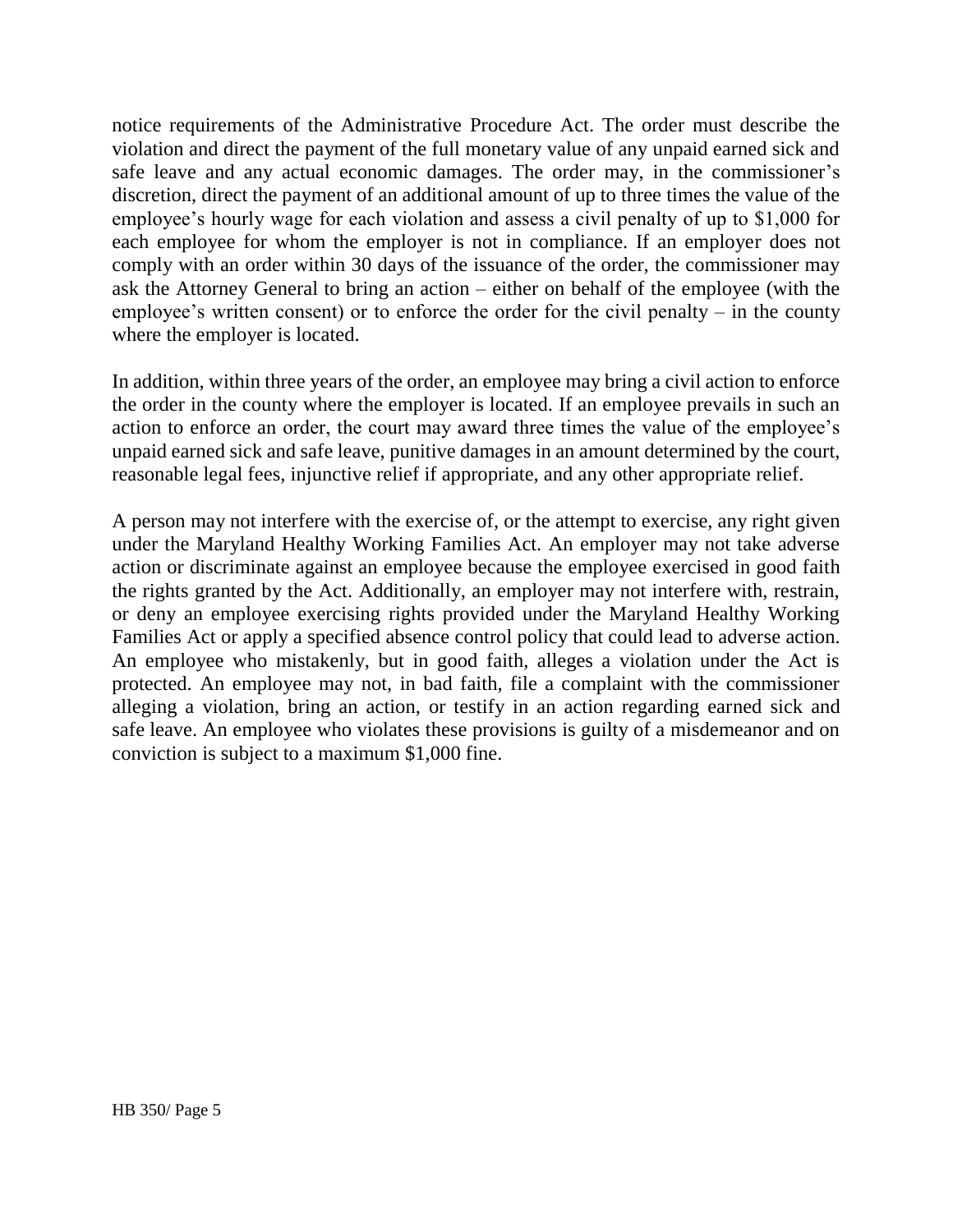notice requirements of the Administrative Procedure Act. The order must describe the violation and direct the payment of the full monetary value of any unpaid earned sick and safe leave and any actual economic damages. The order may, in the commissioner's discretion, direct the payment of an additional amount of up to three times the value of the employee's hourly wage for each violation and assess a civil penalty of up to $1,000 for each employee for whom the employer is not in compliance. If an employer does not comply with an order within 30 days of the issuance of the order, the commissioner may ask the Attorney General to bring an action – either on behalf of the employee (with the employee's written consent) or to enforce the order for the civil penalty – in the county where the employer is located.

In addition, within three years of the order, an employee may bring a civil action to enforce the order in the county where the employer is located. If an employee prevails in such an action to enforce an order, the court may award three times the value of the employee's unpaid earned sick and safe leave, punitive damages in an amount determined by the court, reasonable legal fees, injunctive relief if appropriate, and any other appropriate relief.

A person may not interfere with the exercise of, or the attempt to exercise, any right given under the Maryland Healthy Working Families Act. An employer may not take adverse action or discriminate against an employee because the employee exercised in good faith the rights granted by the Act. Additionally, an employer may not interfere with, restrain, or deny an employee exercising rights provided under the Maryland Healthy Working Families Act or apply a specified absence control policy that could lead to adverse action. An employee who mistakenly, but in good faith, alleges a violation under the Act is protected. An employee may not, in bad faith, file a complaint with the commissioner alleging a violation, bring an action, or testify in an action regarding earned sick and safe leave. An employee who violates these provisions is guilty of a misdemeanor and on conviction is subject to a maximum $1,000 fine.